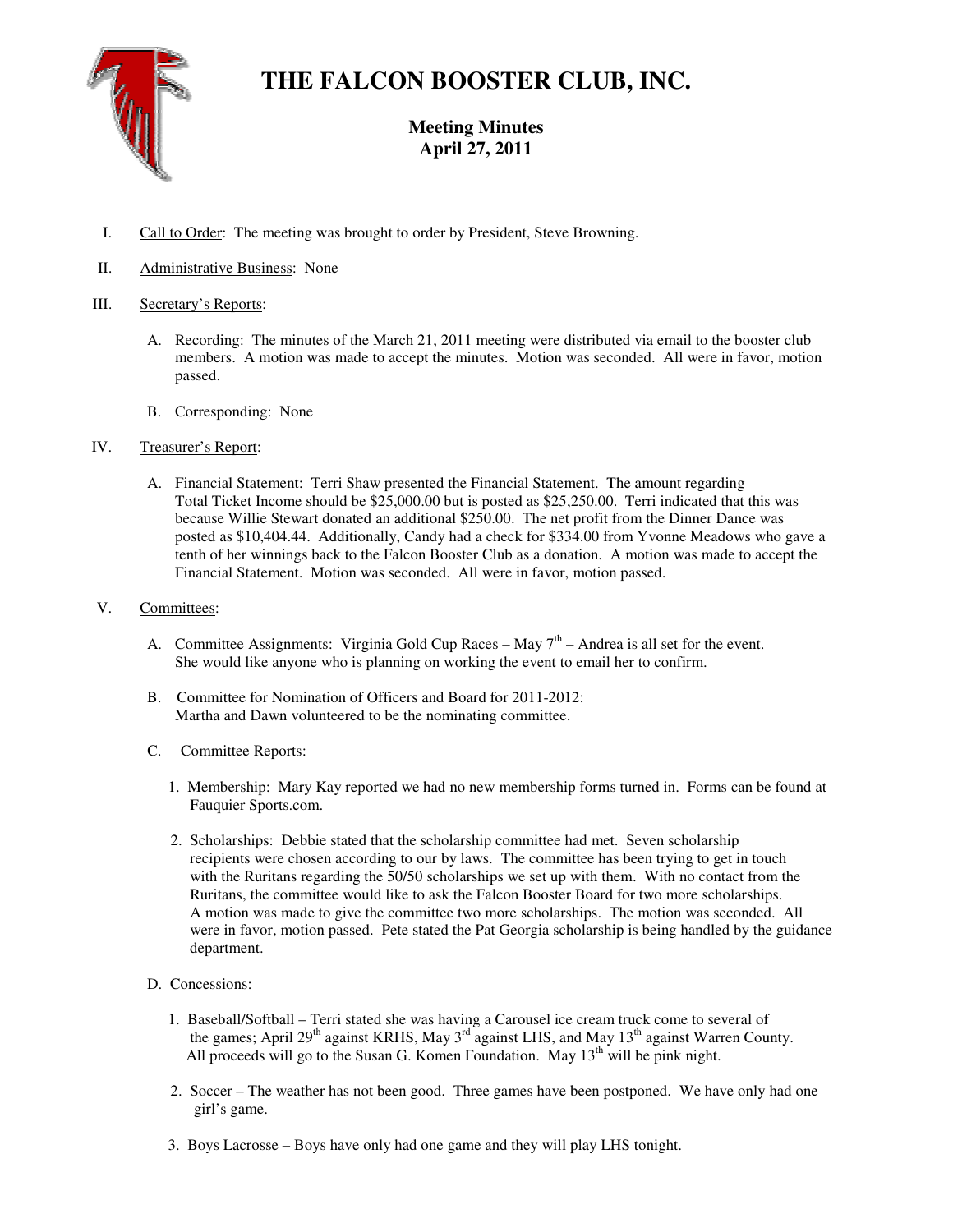# THE FALCON BOOSTER CLUB, INC.

## Meeting Minutes
## April 27, 2011

I. Call to Order: The meeting was brought to order by President, Steve Browning.

II. Administrative Business: None

III. Secretary's Reports:

   A. Recording: The minutes of the March 21, 2011 meeting were distributed via email to the booster club members. A motion was made to accept the minutes. Motion was seconded. All were in favor, motion passed.

   B. Corresponding: None

IV. Treasurer's Report:

   A. Financial Statement: Terri Shaw presented the Financial Statement. The amount regarding Total Ticket Income should be $25,000.00 but is posted as $25,250.00. Terri indicated that this was because Willie Stewart donated an additional $250.00. The net profit from the Dinner Dance was posted as $10,404.44. Additionally, Candy had a check for $334.00 from Yvonne Meadows who gave a tenth of her winnings back to the Falcon Booster Club as a donation. A motion was made to accept the Financial Statement. Motion was seconded. All were in favor, motion passed.

V. Committees:

   A. Committee Assignments: Virginia Gold Cup Races – May 7th – Andrea is all set for the event. She would like anyone who is planning on working the event to email her to confirm.

   B. Committee for Nomination of Officers and Board for 2011-2012: Martha and Dawn volunteered to be the nominating committee.

   C. Committee Reports:

      1. Membership: Mary Kay reported we had no new membership forms turned in. Forms can be found at Fauquier Sports.com.

      2. Scholarships: Debbie stated that the scholarship committee had met. Seven scholarship recipients were chosen according to our by laws. The committee has been trying to get in touch with the Ruritans regarding the 50/50 scholarships we set up with them. With no contact from the Ruritans, the committee would like to ask the Falcon Booster Board for two more scholarships. A motion was made to give the committee two more scholarships. The motion was seconded. All were in favor, motion passed. Pete stated the Pat Georgia scholarship is being handled by the guidance department.

   D. Concessions:

      1. Baseball/Softball – Terri stated she was having a Carousel ice cream truck come to several of the games; April 29th against KRHS, May 3rd against LHS, and May 13th against Warren County. All proceeds will go to the Susan G. Komen Foundation. May 13th will be pink night.

      2. Soccer – The weather has not been good. Three games have been postponed. We have only had one girl's game.

      3. Boys Lacrosse – Boys have only had one game and they will play LHS tonight.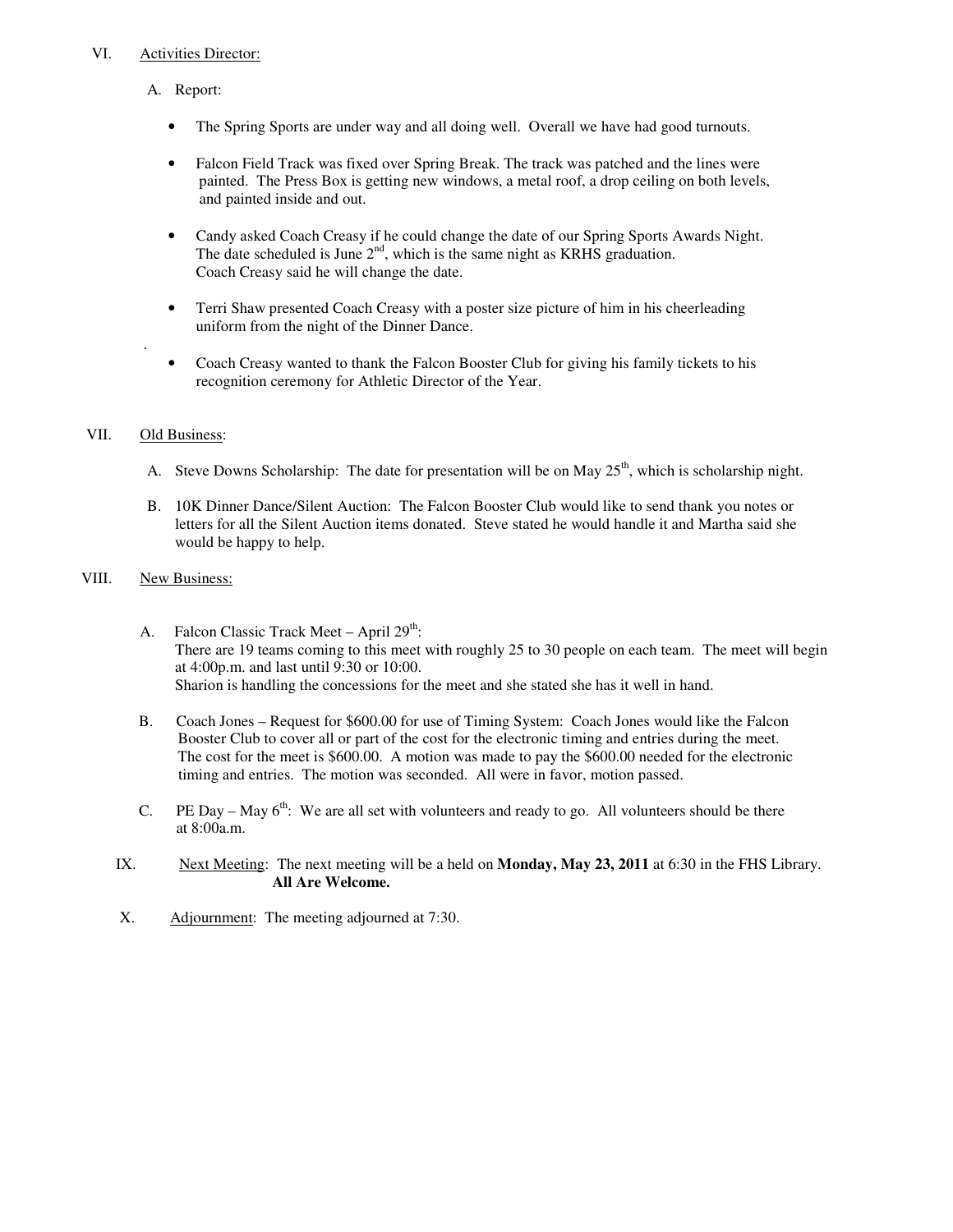VI. Activities Director:

A. Report:

- The Spring Sports are under way and all doing well. Overall we have had good turnouts.
- Falcon Field Track was fixed over Spring Break. The track was patched and the lines were painted. The Press Box is getting new windows, a metal roof, a drop ceiling on both levels, and painted inside and out.
- Candy asked Coach Creasy if he could change the date of our Spring Sports Awards Night. The date scheduled is June 2nd, which is the same night as KRHS graduation. Coach Creasy said he will change the date.
- Terri Shaw presented Coach Creasy with a poster size picture of him in his cheerleading uniform from the night of the Dinner Dance.
- Coach Creasy wanted to thank the Falcon Booster Club for giving his family tickets to his recognition ceremony for Athletic Director of the Year.

VII. Old Business:

A. Steve Downs Scholarship: The date for presentation will be on May 25th, which is scholarship night.

B. 10K Dinner Dance/Silent Auction: The Falcon Booster Club would like to send thank you notes or letters for all the Silent Auction items donated. Steve stated he would handle it and Martha said she would be happy to help.

VIII. New Business:

A. Falcon Classic Track Meet – April 29th:
There are 19 teams coming to this meet with roughly 25 to 30 people on each team. The meet will begin at 4:00p.m. and last until 9:30 or 10:00.
Sharion is handling the concessions for the meet and she stated she has it well in hand.

B. Coach Jones – Request for $600.00 for use of Timing System: Coach Jones would like the Falcon Booster Club to cover all or part of the cost for the electronic timing and entries during the meet. The cost for the meet is $600.00. A motion was made to pay the $600.00 needed for the electronic timing and entries. The motion was seconded. All were in favor, motion passed.

C. PE Day – May 6th: We are all set with volunteers and ready to go. All volunteers should be there at 8:00a.m.

IX. Next Meeting: The next meeting will be a held on **Monday, May 23, 2011** at 6:30 in the FHS Library. **All Are Welcome.**

X. Adjournment: The meeting adjourned at 7:30.